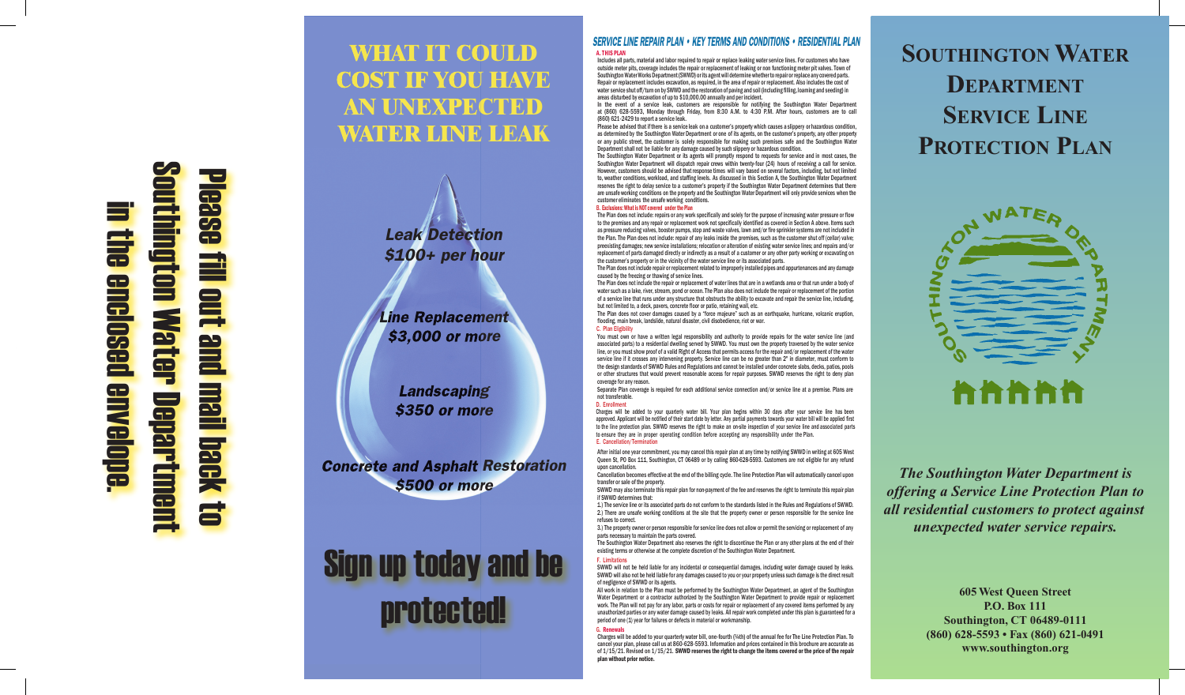Please fill out and mail back to Southington Water Department in the enclosed envelope.

# WHAT IT COULD COST IF YOU HAVE AN UNEXPECTED WATER LINE LEAK

*Leak Detection*
*$100+ per hour*

*Line Replacement*
*$3,000 or more*

*Landscaping*
*$350 or more*

*Concrete and Asphalt Restoration*
*$500 or more*

## Sign up today and be protected!

## SERVICE LINE REPAIR PLAN • KEY TERMS AND CONDITIONS • RESIDENTIAL PLAN

**A. THIS PLAN**

Includes all parts, material and labor required to repair or replace leaking water service lines. For customers who have outside meter pits, coverage includes the repair or replacement of leaking or non functioning meter pit valves. Town of Southington Water Works Department (SWWD) or its agent will determine whether to repair or replace any covered parts. Repair or replacement includes excavation, as required, in the area of repair or replacement. Also includes the cost of water service shut off/turn on by SWWD and the restoration of paving and soil (including filling, loaming and seeding) in areas disturbed by excavation of up to $10,000.00 annually and per incident.

In the event of a service leak, customers are responsible for notifying the Southington Water Department at (860) 628-5593, Monday through Friday, from 8:30 A.M. to 4:30 P.M. After hours, customers are to call (860) 621-2429 to report a service leak.

Please be advised that if there is a service leak on a customer's property which causes a slippery or hazardous condition, as determined by the Southington Water Department or one of its agents, on the customer's property, any other property or any public street, the customer is solely responsible for making such premises safe and the Southington Water Department shall not be liable for any damage caused by such slippery or hazardous condition.

The Southington Water Department or its agents will promptly respond to requests for service and in most cases, the Southington Water Department will dispatch repair crews within twenty-four (24) hours of receiving a call for service. However, customers should be advised that response times will vary based on several factors, including, but not limited to, weather conditions, workload, and staffing levels. As discussed in this Section A, the Southington Water Department reserves the right to delay service to a customer's property if the Southington Water Department determines that there are unsafe working conditions on the property and the Southington Water Department will only provide services when the customer eliminates the unsafe working conditions.

**B. Exclusions: What is NOT covered under the Plan**

The Plan does not include: repairs or any work specifically and solely for the purpose of increasing water pressure or flow to the premises and any repair or replacement work not specifically identified as covered in Section A above. Items such as pressure reducing valves, booster pumps, stop and waste valves, lawn and/or fire sprinkler systems are not included in the Plan. The Plan does not include: repair of any leaks inside the premises, such as the customer shut off (cellar) valve; preexisting damages; new service installations; relocation or alteration of existing water service lines; and repairs and/or replacement of parts damaged directly or indirectly as a result of a customer or any other party working or excavating on the customer's property or in the vicinity of the water service line or its associated parts.

The Plan does not include repair or replacement related to improperly installed pipes and appurtenances and any damage caused by the freezing or thawing of service lines.

The Plan does not include the repair or replacement of water lines that are in a wetlands area or that run under a body of water such as a lake, river, stream, pond or ocean. The Plan also does not include the repair or replacement of the portion of a service line that runs under any structure that obstructs the ability to excavate and repair the service line, including, but not limited to, a deck, pavers, concrete floor or patio, retaining wall, etc.

The Plan does not cover damages caused by a "force majeure" such as an earthquake, hurricane, volcanic eruption, flooding, main break, landslide, natural disaster, civil disobedience, riot or war.

**C. Plan Eligibility**

You must own or have a written legal responsibility and authority to provide repairs for the water service line (and associated parts) to a residential dwelling served by SWWD. You must own the property traversed by the water service line, or you must show proof of a valid Right of Access that permits access for the repair and/or replacement of the water service line if it crosses any intervening property. Service line can be no greater than 2" in diameter, must conform to the design standards of SWWD Rules and Regulations and cannot be installed under concrete slabs, decks, patios, pools or other structures that would prevent reasonable access for repair purposes. SWWD reserves the right to deny plan coverage for any reason.

Separate Plan coverage is required for each additional service connection and/or service line at a premise. Plans are not transferable.

**D. Enrollment**

Charges will be added to your quarterly water bill. Your plan begins within 30 days after your service line has been approved. Applicant will be notified of their start date by letter. Any partial payments towards your water bill will be applied first to the line protection plan. SWWD reserves the right to make an on-site inspection of your service line and associated parts to ensure they are in proper operating condition before accepting any responsibility under the Plan.

**E. Cancellation/Termination**

After initial one year commitment, you may cancel this repair plan at any time by notifying SWWD in writing at 605 West Queen St, PO Box 111, Southington, CT 06489 or by calling 860-628-5593. Customers are not eligible for any refund upon cancellation.

Cancellation becomes effective at the end of the billing cycle. The line Protection Plan will automatically cancel upon transfer or sale of the property.

SWWD may also terminate this repair plan for non-payment of the fee and reserves the right to terminate this repair plan if SWWD determines that:

1.) The service line or its associated parts do not conform to the standards listed in the Rules and Regulations of SWWD.
2.) There are unsafe working conditions at the site that the property owner or person responsible for the service line refuses to correct.
3.) The property owner or person responsible for service line does not allow or permit the servicing or replacement of any parts necessary to maintain the parts covered.

The Southington Water Department also reserves the right to discontinue the Plan or any other plans at the end of their existing terms or otherwise at the complete discretion of the Southington Water Department.

**F. Limitations**

SWWD will not be held liable for any incidental or consequential damages, including water damage caused by leaks. SWWD will also not be held liable for any damages caused to you or your property unless such damage is the direct result of negligence of SWWD or its agents.

All work in relation to the Plan must be performed by the Southington Water Department, an agent of the Southington Water Department or a contractor authorized by the Southington Water Department to provide repair or replacement work. The Plan will not pay for any labor, parts or costs for repair or replacement of any covered items performed by any unauthorized parties or any water damage caused by leaks. All repair work completed under this plan is guaranteed for a period of one (1) year for failures or defects in material or workmanship.

**G. Renewals**

Charges will be added to your quarterly water bill, one-fourth (¼th) of the annual fee for The Line Protection Plan. To cancel your plan, please call us at 860-628-5593. Information and prices contained in this brochure are accurate as of 1/15/21. Revised on 1/15/21. **SWWD reserves the right to change the items covered or the price of the repair plan without prior notice.**

# SOUTHINGTON WATER DEPARTMENT SERVICE LINE PROTECTION PLAN

SOUTHINGTON WATER DEPARTMENT

*The Southington Water Department is offering a Service Line Protection Plan to all residential customers to protect against unexpected water service repairs.*

**605 West Queen Street**
**P.O. Box 111**
**Southington, CT 06489-0111**
**(860) 628-5593 • Fax (860) 621-0491**
**www.southington.org**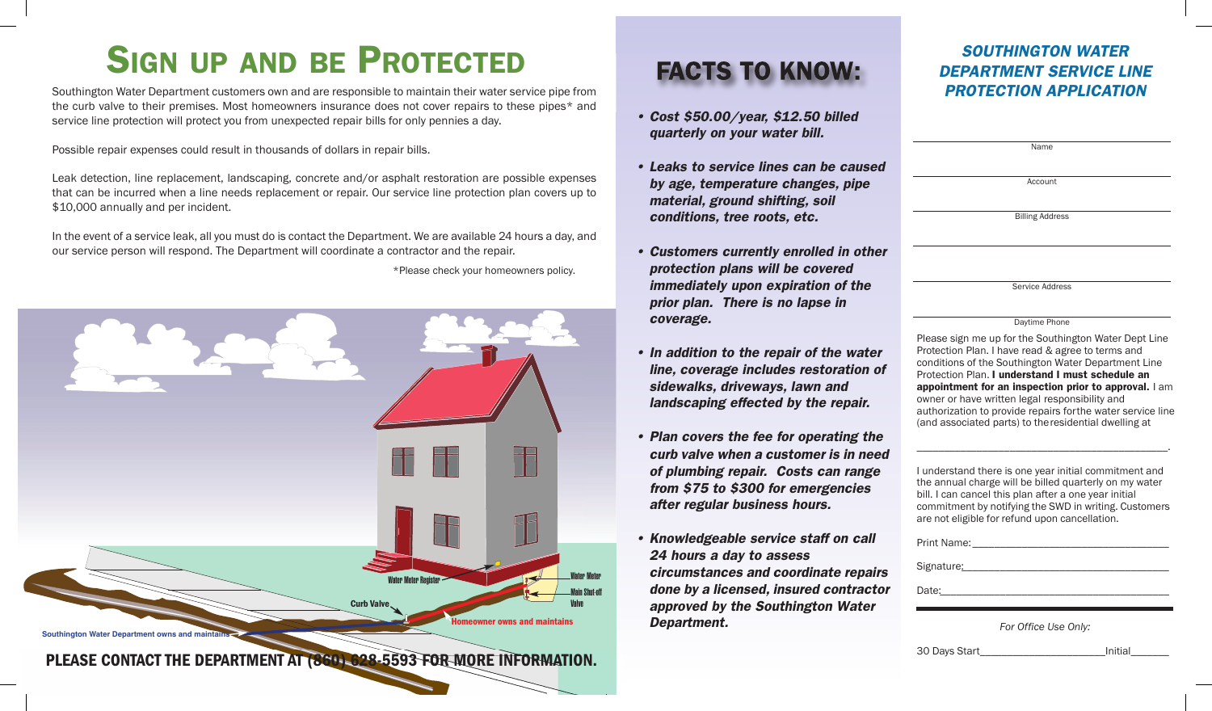# Sign up and be Protected

Southington Water Department customers own and are responsible to maintain their water service pipe from the curb valve to their premises. Most homeowners insurance does not cover repairs to these pipes* and service line protection will protect you from unexpected repair bills for only pennies a day.

Possible repair expenses could result in thousands of dollars in repair bills.

Leak detection, line replacement, landscaping, concrete and/or asphalt restoration are possible expenses that can be incurred when a line needs replacement or repair. Our service line protection plan covers up to $10,000 annually and per incident.

In the event of a service leak, all you must do is contact the Department. We are available 24 hours a day, and our service person will respond. The Department will coordinate a contractor and the repair.

*Please check your homeowners policy.

Water Meter Register
Water Meter
Main Shut-off Valve
Curb Valve
Homeowner owns and maintains
Southington Water Department owns and maintains

**PLEASE CONTACT THE DEPARTMENT AT (860) 628-5593 FOR MORE INFORMATION.**

# FACTS TO KNOW:

- ***Cost $50.00/year, $12.50 billed quarterly on your water bill.***
- ***Leaks to service lines can be caused by age, temperature changes, pipe material, ground shifting, soil conditions, tree roots, etc.***
- ***Customers currently enrolled in other protection plans will be covered immediately upon expiration of the prior plan. There is no lapse in coverage.***
- ***In addition to the repair of the water line, coverage includes restoration of sidewalks, driveways, lawn and landscaping effected by the repair.***
- ***Plan covers the fee for operating the curb valve when a customer is in need of plumbing repair. Costs can range from $75 to $300 for emergencies after regular business hours.***
- ***Knowledgeable service staff on call 24 hours a day to assess circumstances and coordinate repairs done by a licensed, insured contractor approved by the Southington Water Department.***

## *SOUTHINGTON WATER DEPARTMENT SERVICE LINE PROTECTION APPLICATION*

______________________________
Name

______________________________
Account

______________________________
Billing Address

______________________________

______________________________
Service Address

______________________________
Daytime Phone

Please sign me up for the Southington Water Dept Line Protection Plan. I have read & agree to terms and conditions of the Southington Water Department Line Protection Plan. **I understand I must schedule an appointment for an inspection prior to approval.** I am owner or have written legal responsibility and authorization to provide repairs forthe water service line (and associated parts) to theresidential dwelling at

______________________________________________.

I understand there is one year initial commitment and the annual charge will be billed quarterly on my water bill. I can cancel this plan after a one year initial commitment by notifying the SWD in writing. Customers are not eligible for refund upon cancellation.

Print Name:___________________________________

Signature:____________________________________

Date:________________________________________

*For Office Use Only:*

30 Days Start______________________Initial_______